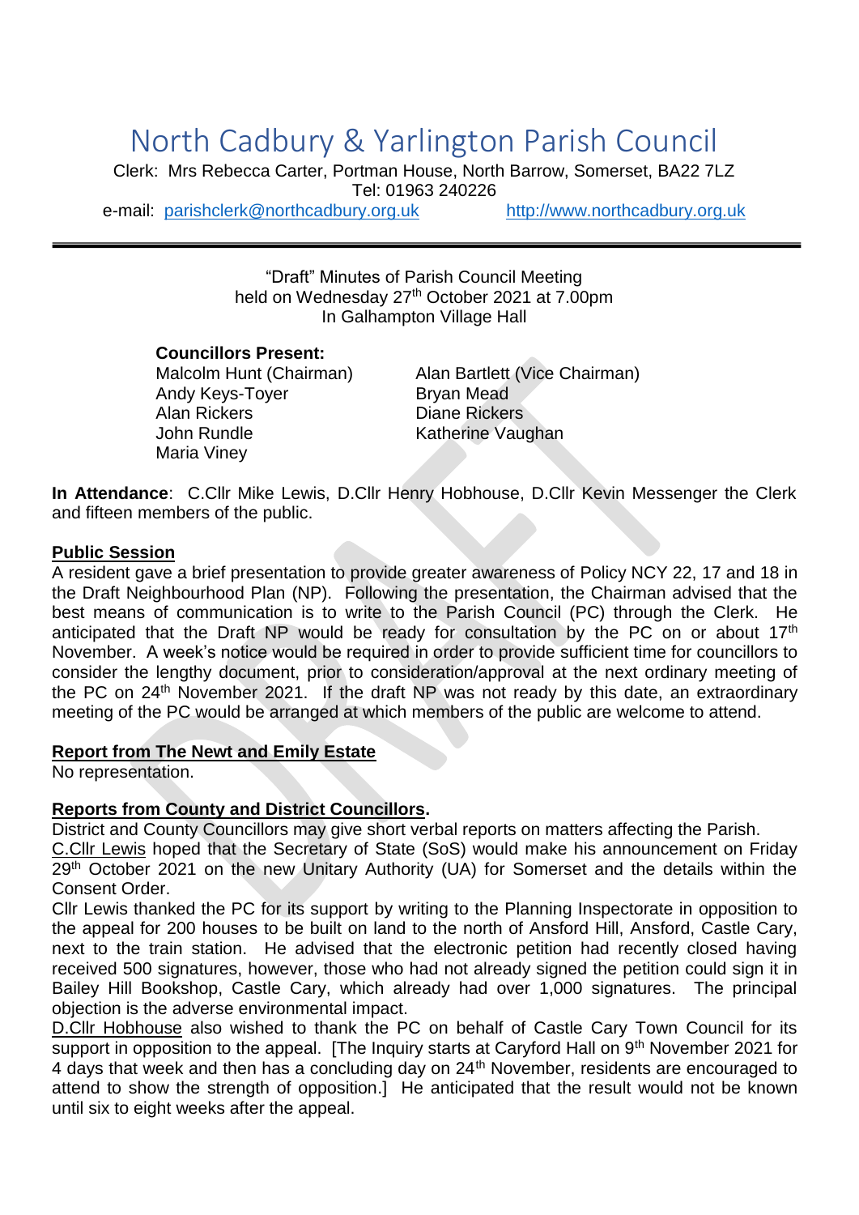# North Cadbury & Yarlington Parish Council

Clerk: Mrs Rebecca Carter, Portman House, North Barrow, Somerset, BA22 7LZ
Tel: 01963 240226
e-mail: parishclerk@northcadbury.org.uk http://www.northcadbury.org.uk

---

"Draft" Minutes of Parish Council Meeting
held on Wednesday 27th October 2021 at 7.00pm
In Galhampton Village Hall

**Councillors Present:**

Malcolm Hunt (Chairman)
Alan Bartlett (Vice Chairman)
Andy Keys-Toyer
Bryan Mead
Alan Rickers
Diane Rickers
John Rundle
Katherine Vaughan
Maria Viney

**In Attendance**: C.Cllr Mike Lewis, D.Cllr Henry Hobhouse, D.Cllr Kevin Messenger the Clerk and fifteen members of the public.

**Public Session**

A resident gave a brief presentation to provide greater awareness of Policy NCY 22, 17 and 18 in the Draft Neighbourhood Plan (NP). Following the presentation, the Chairman advised that the best means of communication is to write to the Parish Council (PC) through the Clerk. He anticipated that the Draft NP would be ready for consultation by the PC on or about 17th November. A week's notice would be required in order to provide sufficient time for councillors to consider the lengthy document, prior to consideration/approval at the next ordinary meeting of the PC on 24th November 2021. If the draft NP was not ready by this date, an extraordinary meeting of the PC would be arranged at which members of the public are welcome to attend.

**Report from The Newt and Emily Estate**

No representation.

**Reports from County and District Councillors.**

District and County Councillors may give short verbal reports on matters affecting the Parish.

C.Cllr Lewis hoped that the Secretary of State (SoS) would make his announcement on Friday 29th October 2021 on the new Unitary Authority (UA) for Somerset and the details within the Consent Order.

Cllr Lewis thanked the PC for its support by writing to the Planning Inspectorate in opposition to the appeal for 200 houses to be built on land to the north of Ansford Hill, Ansford, Castle Cary, next to the train station. He advised that the electronic petition had recently closed having received 500 signatures, however, those who had not already signed the petition could sign it in Bailey Hill Bookshop, Castle Cary, which already had over 1,000 signatures. The principal objection is the adverse environmental impact.

D.Cllr Hobhouse also wished to thank the PC on behalf of Castle Cary Town Council for its support in opposition to the appeal. [The Inquiry starts at Caryford Hall on 9th November 2021 for 4 days that week and then has a concluding day on 24th November, residents are encouraged to attend to show the strength of opposition.] He anticipated that the result would not be known until six to eight weeks after the appeal.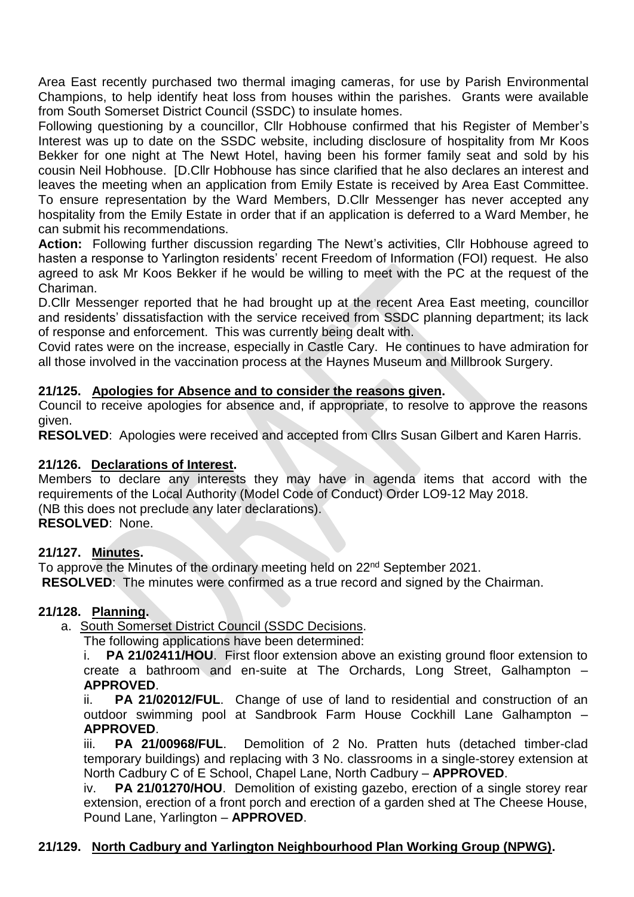Area East recently purchased two thermal imaging cameras, for use by Parish Environmental Champions, to help identify heat loss from houses within the parishes. Grants were available from South Somerset District Council (SSDC) to insulate homes.

Following questioning by a councillor, Cllr Hobhouse confirmed that his Register of Member's Interest was up to date on the SSDC website, including disclosure of hospitality from Mr Koos Bekker for one night at The Newt Hotel, having been his former family seat and sold by his cousin Neil Hobhouse. [D.Cllr Hobhouse has since clarified that he also declares an interest and leaves the meeting when an application from Emily Estate is received by Area East Committee. To ensure representation by the Ward Members, D.Cllr Messenger has never accepted any hospitality from the Emily Estate in order that if an application is deferred to a Ward Member, he can submit his recommendations.

**Action:** Following further discussion regarding The Newt's activities, Cllr Hobhouse agreed to hasten a response to Yarlington residents' recent Freedom of Information (FOI) request. He also agreed to ask Mr Koos Bekker if he would be willing to meet with the PC at the request of the Chariman.

D.Cllr Messenger reported that he had brought up at the recent Area East meeting, councillor and residents' dissatisfaction with the service received from SSDC planning department; its lack of response and enforcement. This was currently being dealt with.

Covid rates were on the increase, especially in Castle Cary. He continues to have admiration for all those involved in the vaccination process at the Haynes Museum and Millbrook Surgery.

**21/125. Apologies for Absence and to consider the reasons given.**

Council to receive apologies for absence and, if appropriate, to resolve to approve the reasons given.

**RESOLVED**: Apologies were received and accepted from Cllrs Susan Gilbert and Karen Harris.

**21/126. Declarations of Interest.**

Members to declare any interests they may have in agenda items that accord with the requirements of the Local Authority (Model Code of Conduct) Order LO9-12 May 2018.
(NB this does not preclude any later declarations).

**RESOLVED**: None.

**21/127. Minutes.**

To approve the Minutes of the ordinary meeting held on 22nd September 2021.

**RESOLVED**: The minutes were confirmed as a true record and signed by the Chairman.

**21/128. Planning.**

a. South Somerset District Council (SSDC Decisions.

The following applications have been determined:

i. **PA 21/02411/HOU**. First floor extension above an existing ground floor extension to create a bathroom and en-suite at The Orchards, Long Street, Galhampton – **APPROVED**.

ii. **PA 21/02012/FUL**. Change of use of land to residential and construction of an outdoor swimming pool at Sandbrook Farm House Cockhill Lane Galhampton – **APPROVED**.

iii. **PA 21/00968/FUL**. Demolition of 2 No. Pratten huts (detached timber-clad temporary buildings) and replacing with 3 No. classrooms in a single-storey extension at North Cadbury C of E School, Chapel Lane, North Cadbury – **APPROVED**.

iv. **PA 21/01270/HOU**. Demolition of existing gazebo, erection of a single storey rear extension, erection of a front porch and erection of a garden shed at The Cheese House, Pound Lane, Yarlington – **APPROVED**.

**21/129. North Cadbury and Yarlington Neighbourhood Plan Working Group (NPWG).**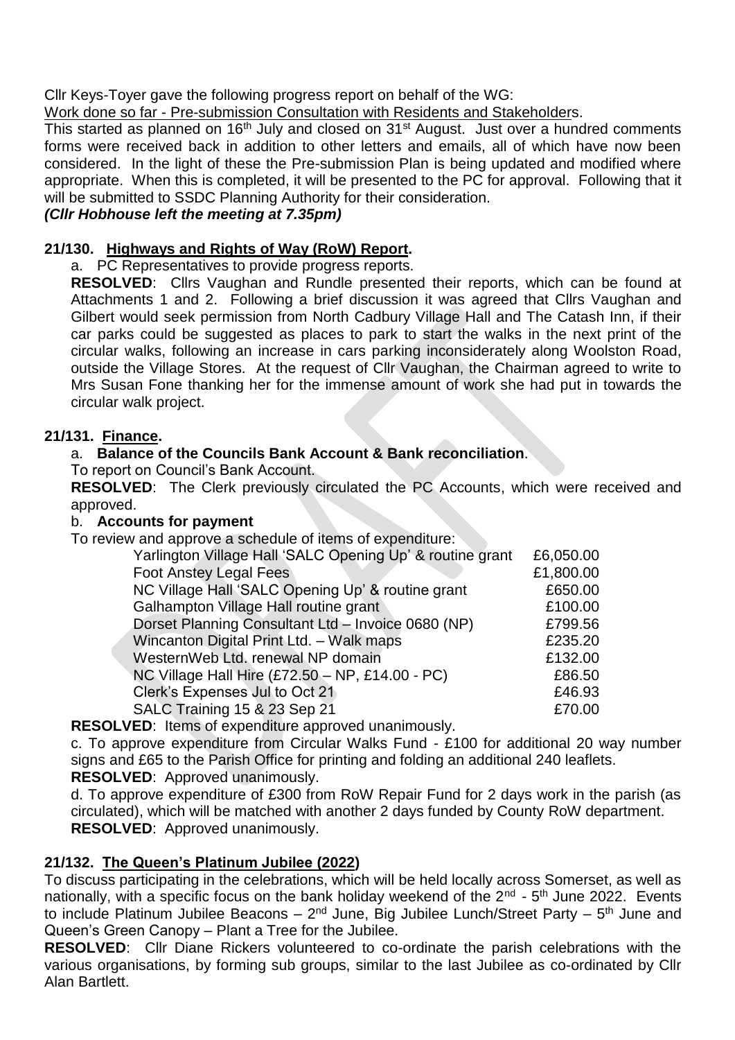Cllr Keys-Toyer gave the following progress report on behalf of the WG:

Work done so far - Pre-submission Consultation with Residents and Stakeholders.

This started as planned on 16th July and closed on 31st August. Just over a hundred comments forms were received back in addition to other letters and emails, all of which have now been considered. In the light of these the Pre-submission Plan is being updated and modified where appropriate. When this is completed, it will be presented to the PC for approval. Following that it will be submitted to SSDC Planning Authority for their consideration.

***(Cllr Hobhouse left the meeting at 7.35pm)***

## 21/130. Highways and Rights of Way (RoW) Report.

a. PC Representatives to provide progress reports.

**RESOLVED**: Cllrs Vaughan and Rundle presented their reports, which can be found at Attachments 1 and 2. Following a brief discussion it was agreed that Cllrs Vaughan and Gilbert would seek permission from North Cadbury Village Hall and The Catash Inn, if their car parks could be suggested as places to park to start the walks in the next print of the circular walks, following an increase in cars parking inconsiderately along Woolston Road, outside the Village Stores. At the request of Cllr Vaughan, the Chairman agreed to write to Mrs Susan Fone thanking her for the immense amount of work she had put in towards the circular walk project.

## 21/131. Finance.

a. **Balance of the Councils Bank Account & Bank reconciliation**.

To report on Council's Bank Account.

**RESOLVED**: The Clerk previously circulated the PC Accounts, which were received and approved.

b. **Accounts for payment**

To review and approve a schedule of items of expenditure:

| Item | Amount |
|---|---|
| Yarlington Village Hall 'SALC Opening Up' & routine grant | £6,050.00 |
| Foot Anstey Legal Fees | £1,800.00 |
| NC Village Hall 'SALC Opening Up' & routine grant | £650.00 |
| Galhampton Village Hall routine grant | £100.00 |
| Dorset Planning Consultant Ltd – Invoice 0680 (NP) | £799.56 |
| Wincanton Digital Print Ltd. – Walk maps | £235.20 |
| WesternWeb Ltd. renewal NP domain | £132.00 |
| NC Village Hall Hire (£72.50 – NP, £14.00 - PC) | £86.50 |
| Clerk's Expenses Jul to Oct 21 | £46.93 |
| SALC Training 15 & 23 Sep 21 | £70.00 |

**RESOLVED**: Items of expenditure approved unanimously.

c. To approve expenditure from Circular Walks Fund - £100 for additional 20 way number signs and £65 to the Parish Office for printing and folding an additional 240 leaflets.

**RESOLVED**: Approved unanimously.

d. To approve expenditure of £300 from RoW Repair Fund for 2 days work in the parish (as circulated), which will be matched with another 2 days funded by County RoW department.

**RESOLVED**: Approved unanimously.

## 21/132. The Queen's Platinum Jubilee (2022)

To discuss participating in the celebrations, which will be held locally across Somerset, as well as nationally, with a specific focus on the bank holiday weekend of the 2nd - 5th June 2022. Events to include Platinum Jubilee Beacons – 2nd June, Big Jubilee Lunch/Street Party – 5th June and Queen's Green Canopy – Plant a Tree for the Jubilee.

**RESOLVED**: Cllr Diane Rickers volunteered to co-ordinate the parish celebrations with the various organisations, by forming sub groups, similar to the last Jubilee as co-ordinated by Cllr Alan Bartlett.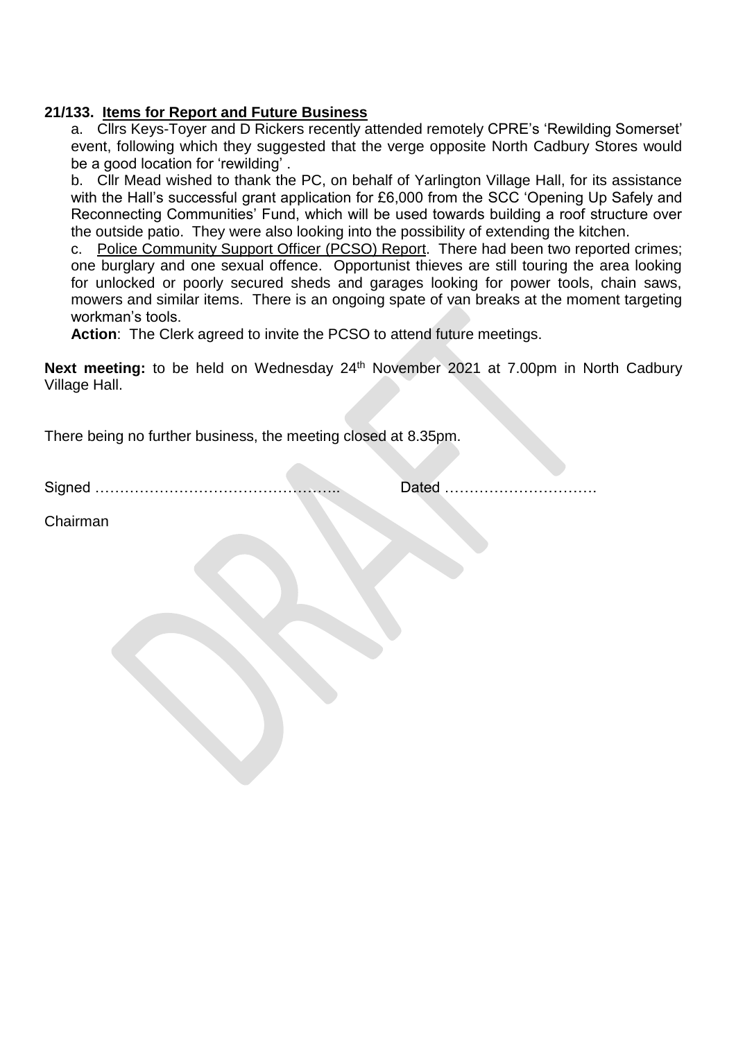**21/133. Items for Report and Future Business**

a. Cllrs Keys-Toyer and D Rickers recently attended remotely CPRE's 'Rewilding Somerset' event, following which they suggested that the verge opposite North Cadbury Stores would be a good location for 'rewilding' .

b. Cllr Mead wished to thank the PC, on behalf of Yarlington Village Hall, for its assistance with the Hall's successful grant application for £6,000 from the SCC 'Opening Up Safely and Reconnecting Communities' Fund, which will be used towards building a roof structure over the outside patio. They were also looking into the possibility of extending the kitchen.

c. Police Community Support Officer (PCSO) Report. There had been two reported crimes; one burglary and one sexual offence. Opportunist thieves are still touring the area looking for unlocked or poorly secured sheds and garages looking for power tools, chain saws, mowers and similar items. There is an ongoing spate of van breaks at the moment targeting workman's tools.

**Action**: The Clerk agreed to invite the PCSO to attend future meetings.

**Next meeting:** to be held on Wednesday 24th November 2021 at 7.00pm in North Cadbury Village Hall.

There being no further business, the meeting closed at 8.35pm.

Signed ………………………………………….. Dated …………………………

Chairman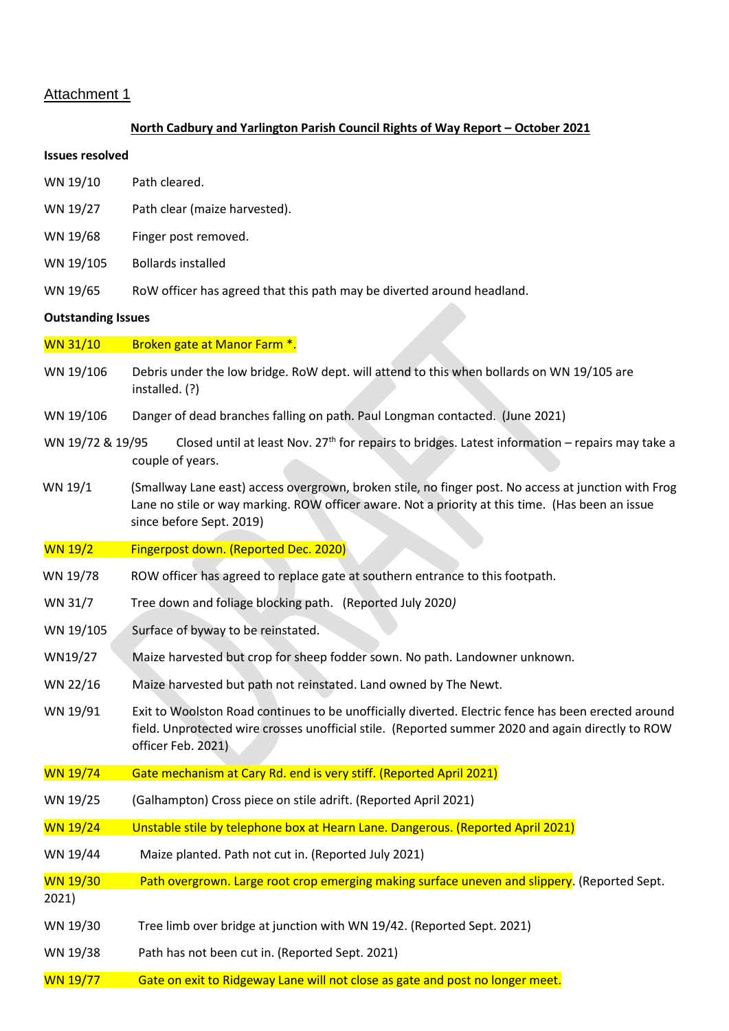Attachment 1

**North Cadbury and Yarlington Parish Council Rights of Way Report – October 2021**

**Issues resolved**

WN 19/10 Path cleared.

WN 19/27 Path clear (maize harvested).

WN 19/68 Finger post removed.

WN 19/105 Bollards installed

WN 19/65 RoW officer has agreed that this path may be diverted around headland.

**Outstanding Issues**

WN 31/10 Broken gate at Manor Farm *.

WN 19/106 Debris under the low bridge. RoW dept. will attend to this when bollards on WN 19/105 are installed. (?)

WN 19/106 Danger of dead branches falling on path. Paul Longman contacted. (June 2021)

WN 19/72 & 19/95 Closed until at least Nov. 27th for repairs to bridges. Latest information – repairs may take a couple of years.

WN 19/1 (Smallway Lane east) access overgrown, broken stile, no finger post. No access at junction with Frog Lane no stile or way marking. ROW officer aware. Not a priority at this time. (Has been an issue since before Sept. 2019)

WN 19/2 Fingerpost down. (Reported Dec. 2020)

WN 19/78 ROW officer has agreed to replace gate at southern entrance to this footpath.

WN 31/7 Tree down and foliage blocking path. (Reported July 2020)

WN 19/105 Surface of byway to be reinstated.

WN19/27 Maize harvested but crop for sheep fodder sown. No path. Landowner unknown.

WN 22/16 Maize harvested but path not reinstated. Land owned by The Newt.

WN 19/91 Exit to Woolston Road continues to be unofficially diverted. Electric fence has been erected around field. Unprotected wire crosses unofficial stile. (Reported summer 2020 and again directly to ROW officer Feb. 2021)

WN 19/74 Gate mechanism at Cary Rd. end is very stiff. (Reported April 2021)

WN 19/25 (Galhampton) Cross piece on stile adrift. (Reported April 2021)

WN 19/24 Unstable stile by telephone box at Hearn Lane. Dangerous. (Reported April 2021)

WN 19/44 Maize planted. Path not cut in. (Reported July 2021)

WN 19/30 Path overgrown. Large root crop emerging making surface uneven and slippery. (Reported Sept. 2021)

WN 19/30 Tree limb over bridge at junction with WN 19/42. (Reported Sept. 2021)

WN 19/38 Path has not been cut in. (Reported Sept. 2021)

WN 19/77 Gate on exit to Ridgeway Lane will not close as gate and post no longer meet.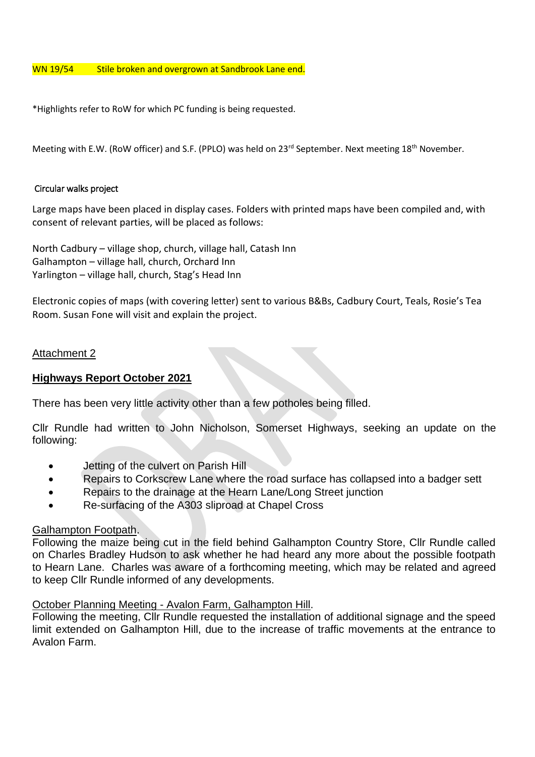WN 19/54 Stile broken and overgrown at Sandbrook Lane end.

*Highlights refer to RoW for which PC funding is being requested.

Meeting with E.W. (RoW officer) and S.F. (PPLO) was held on 23rd September. Next meeting 18th November.

Circular walks project

Large maps have been placed in display cases. Folders with printed maps have been compiled and, with consent of relevant parties, will be placed as follows:

North Cadbury – village shop, church, village hall, Catash Inn
Galhampton – village hall, church, Orchard Inn
Yarlington – village hall, church, Stag's Head Inn

Electronic copies of maps (with covering letter) sent to various B&Bs, Cadbury Court, Teals, Rosie's Tea Room. Susan Fone will visit and explain the project.

Attachment 2

## Highways Report October 2021

There has been very little activity other than a few potholes being filled.

Cllr Rundle had written to John Nicholson, Somerset Highways, seeking an update on the following:

- Jetting of the culvert on Parish Hill
- Repairs to Corkscrew Lane where the road surface has collapsed into a badger sett
- Repairs to the drainage at the Hearn Lane/Long Street junction
- Re-surfacing of the A303 sliproad at Chapel Cross

Galhampton Footpath.
Following the maize being cut in the field behind Galhampton Country Store, Cllr Rundle called on Charles Bradley Hudson to ask whether he had heard any more about the possible footpath to Hearn Lane. Charles was aware of a forthcoming meeting, which may be related and agreed to keep Cllr Rundle informed of any developments.

October Planning Meeting - Avalon Farm, Galhampton Hill.
Following the meeting, Cllr Rundle requested the installation of additional signage and the speed limit extended on Galhampton Hill, due to the increase of traffic movements at the entrance to Avalon Farm.